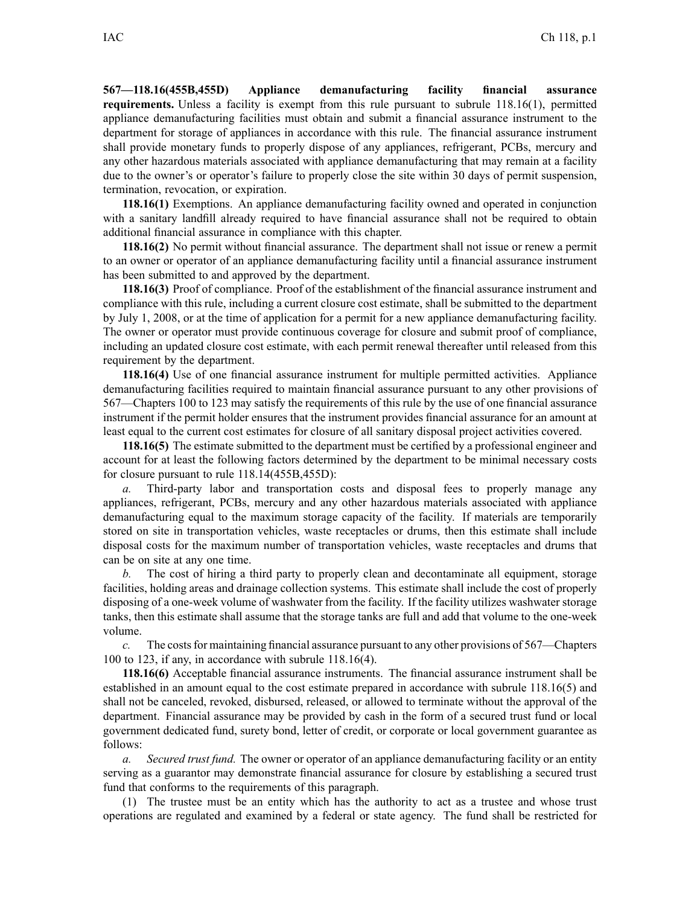**567—118.16(455B,455D) Appliance demanufacturing facility financial assurance requirements.** Unless a facility is exempt from this rule pursuant to subrule 118.16(1), permitted appliance demanufacturing facilities must obtain and submit a financial assurance instrument to the department for storage of appliances in accordance with this rule. The financial assurance instrument shall provide monetary funds to properly dispose of any appliances, refrigerant, PCBs, mercury and any other hazardous materials associated with appliance demanufacturing that may remain at a facility due to the owner's or operator's failure to properly close the site within 30 days of permit suspension, termination, revocation, or expiration.

**118.16(1)** Exemptions. An appliance demanufacturing facility owned and operated in conjunction with a sanitary landfill already required to have financial assurance shall not be required to obtain additional financial assurance in compliance with this chapter.

**118.16(2)** No permit without financial assurance. The department shall not issue or renew a permit to an owner or operator of an appliance demanufacturing facility until a financial assurance instrument has been submitted to and approved by the department.

**118.16(3)** Proof of compliance. Proof of the establishment of the financial assurance instrument and compliance with this rule, including a current closure cost estimate, shall be submitted to the department by July 1, 2008, or at the time of application for a permit for a new appliance demanufacturing facility. The owner or operator must provide continuous coverage for closure and submit proof of compliance, including an updated closure cost estimate, with each permit renewal thereafter until released from this requirement by the department.

**118.16(4)** Use of one financial assurance instrument for multiple permitted activities. Appliance demanufacturing facilities required to maintain financial assurance pursuant to any other provisions of 567—Chapters 100 to 123 may satisfy the requirements of this rule by the use of one financial assurance instrument if the permit holder ensures that the instrument provides financial assurance for an amount at least equal to the current cost estimates for closure of all sanitary disposal project activities covered.

**118.16(5)** The estimate submitted to the department must be certified by a professional engineer and account for at least the following factors determined by the department to be minimal necessary costs for closure pursuant to rule 118.14(455B,455D):

*a.* Third-party labor and transportation costs and disposal fees to properly manage any appliances, refrigerant, PCBs, mercury and any other hazardous materials associated with appliance demanufacturing equal to the maximum storage capacity of the facility. If materials are temporarily stored on site in transportation vehicles, waste receptacles or drums, then this estimate shall include disposal costs for the maximum number of transportation vehicles, waste receptacles and drums that can be on site at any one time.

*b.* The cost of hiring a third party to properly clean and decontaminate all equipment, storage facilities, holding areas and drainage collection systems. This estimate shall include the cost of properly disposing of a one-week volume of washwater from the facility. If the facility utilizes washwater storage tanks, then this estimate shall assume that the storage tanks are full and add that volume to the one-week volume.

*c.* The costs for maintaining financial assurance pursuant to any other provisions of 567—Chapters 100 to 123, if any, in accordance with subrule 118.16(4).

**118.16(6)** Acceptable financial assurance instruments. The financial assurance instrument shall be established in an amount equal to the cost estimate prepared in accordance with subrule 118.16(5) and shall not be canceled, revoked, disbursed, released, or allowed to terminate without the approval of the department. Financial assurance may be provided by cash in the form of a secured trust fund or local government dedicated fund, surety bond, letter of credit, or corporate or local government guarantee as follows:

*a.* *Secured trust fund.* The owner or operator of an appliance demanufacturing facility or an entity serving as a guarantor may demonstrate financial assurance for closure by establishing a secured trust fund that conforms to the requirements of this paragraph.

(1) The trustee must be an entity which has the authority to act as a trustee and whose trust operations are regulated and examined by a federal or state agency. The fund shall be restricted for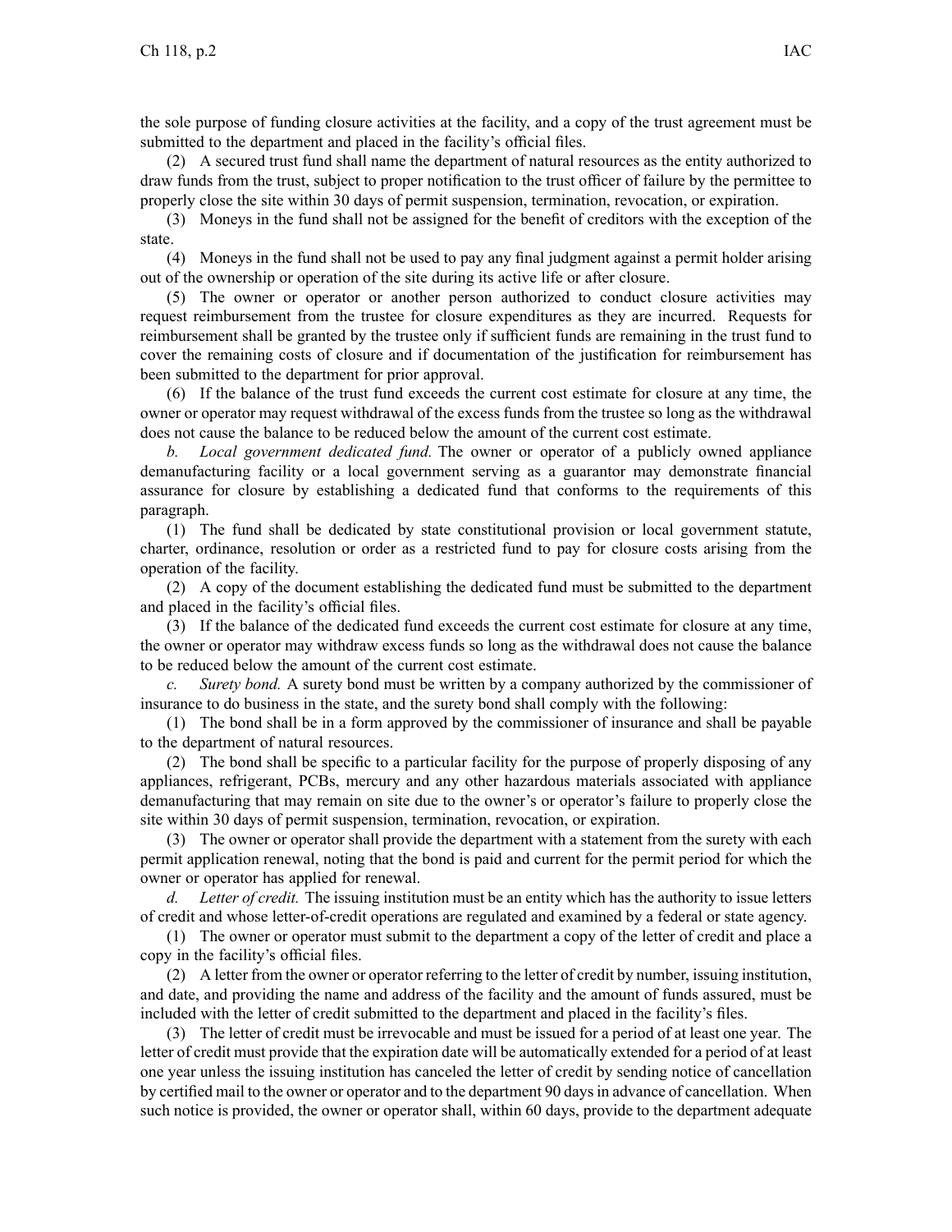the sole purpose of funding closure activities at the facility, and a copy of the trust agreement must be submitted to the department and placed in the facility's official files.

(2) A secured trust fund shall name the department of natural resources as the entity authorized to draw funds from the trust, subject to proper notification to the trust officer of failure by the permittee to properly close the site within 30 days of permit suspension, termination, revocation, or expiration.

(3) Moneys in the fund shall not be assigned for the benefit of creditors with the exception of the state.

(4) Moneys in the fund shall not be used to pay any final judgment against a permit holder arising out of the ownership or operation of the site during its active life or after closure.

(5) The owner or operator or another person authorized to conduct closure activities may request reimbursement from the trustee for closure expenditures as they are incurred. Requests for reimbursement shall be granted by the trustee only if sufficient funds are remaining in the trust fund to cover the remaining costs of closure and if documentation of the justification for reimbursement has been submitted to the department for prior approval.

(6) If the balance of the trust fund exceeds the current cost estimate for closure at any time, the owner or operator may request withdrawal of the excess funds from the trustee so long as the withdrawal does not cause the balance to be reduced below the amount of the current cost estimate.

*b. Local government dedicated fund.* The owner or operator of a publicly owned appliance demanufacturing facility or a local government serving as a guarantor may demonstrate financial assurance for closure by establishing a dedicated fund that conforms to the requirements of this paragraph.

(1) The fund shall be dedicated by state constitutional provision or local government statute, charter, ordinance, resolution or order as a restricted fund to pay for closure costs arising from the operation of the facility.

(2) A copy of the document establishing the dedicated fund must be submitted to the department and placed in the facility's official files.

(3) If the balance of the dedicated fund exceeds the current cost estimate for closure at any time, the owner or operator may withdraw excess funds so long as the withdrawal does not cause the balance to be reduced below the amount of the current cost estimate.

*c. Surety bond.* A surety bond must be written by a company authorized by the commissioner of insurance to do business in the state, and the surety bond shall comply with the following:

(1) The bond shall be in a form approved by the commissioner of insurance and shall be payable to the department of natural resources.

(2) The bond shall be specific to a particular facility for the purpose of properly disposing of any appliances, refrigerant, PCBs, mercury and any other hazardous materials associated with appliance demanufacturing that may remain on site due to the owner's or operator's failure to properly close the site within 30 days of permit suspension, termination, revocation, or expiration.

(3) The owner or operator shall provide the department with a statement from the surety with each permit application renewal, noting that the bond is paid and current for the permit period for which the owner or operator has applied for renewal.

*d. Letter of credit.* The issuing institution must be an entity which has the authority to issue letters of credit and whose letter-of-credit operations are regulated and examined by a federal or state agency.

(1) The owner or operator must submit to the department a copy of the letter of credit and place a copy in the facility's official files.

(2) A letter from the owner or operator referring to the letter of credit by number, issuing institution, and date, and providing the name and address of the facility and the amount of funds assured, must be included with the letter of credit submitted to the department and placed in the facility's files.

(3) The letter of credit must be irrevocable and must be issued for a period of at least one year. The letter of credit must provide that the expiration date will be automatically extended for a period of at least one year unless the issuing institution has canceled the letter of credit by sending notice of cancellation by certified mail to the owner or operator and to the department 90 days in advance of cancellation. When such notice is provided, the owner or operator shall, within 60 days, provide to the department adequate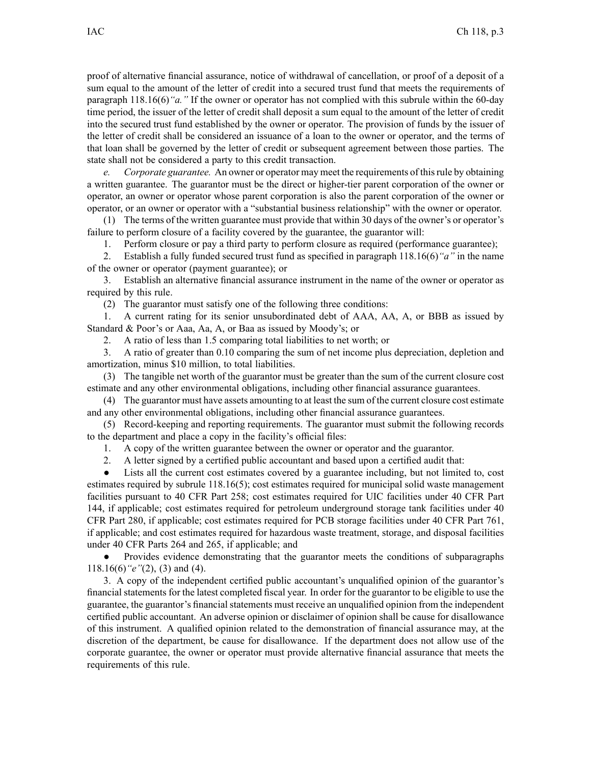proof of alternative financial assurance, notice of withdrawal of cancellation, or proof of a deposit of a sum equal to the amount of the letter of credit into a secured trust fund that meets the requirements of paragraph 118.16(6)*"a."* If the owner or operator has not complied with this subrule within the 60-day time period, the issuer of the letter of credit shall deposit a sum equal to the amount of the letter of credit into the secured trust fund established by the owner or operator. The provision of funds by the issuer of the letter of credit shall be considered an issuance of a loan to the owner or operator, and the terms of that loan shall be governed by the letter of credit or subsequent agreement between those parties. The state shall not be considered a party to this credit transaction.

*e. Corporate guarantee.* An owner or operator may meet the requirements of this rule by obtaining a written guarantee. The guarantor must be the direct or higher-tier parent corporation of the owner or operator, an owner or operator whose parent corporation is also the parent corporation of the owner or operator, or an owner or operator with a "substantial business relationship" with the owner or operator.

(1) The terms of the written guarantee must provide that within 30 days of the owner's or operator's failure to perform closure of a facility covered by the guarantee, the guarantor will:

1. Perform closure or pay a third party to perform closure as required (performance guarantee);

2. Establish a fully funded secured trust fund as specified in paragraph 118.16(6)*"a"* in the name of the owner or operator (payment guarantee); or

3. Establish an alternative financial assurance instrument in the name of the owner or operator as required by this rule.

(2) The guarantor must satisfy one of the following three conditions:

1. A current rating for its senior unsubordinated debt of AAA, AA, A, or BBB as issued by Standard & Poor's or Aaa, Aa, A, or Baa as issued by Moody's; or

2. A ratio of less than 1.5 comparing total liabilities to net worth; or

3. A ratio of greater than 0.10 comparing the sum of net income plus depreciation, depletion and amortization, minus $10 million, to total liabilities.

(3) The tangible net worth of the guarantor must be greater than the sum of the current closure cost estimate and any other environmental obligations, including other financial assurance guarantees.

(4) The guarantor must have assets amounting to at least the sum of the current closure cost estimate and any other environmental obligations, including other financial assurance guarantees.

(5) Record-keeping and reporting requirements. The guarantor must submit the following records to the department and place a copy in the facility's official files:

1. A copy of the written guarantee between the owner or operator and the guarantor.

2. A letter signed by a certified public accountant and based upon a certified audit that:

● Lists all the current cost estimates covered by a guarantee including, but not limited to, cost estimates required by subrule 118.16(5); cost estimates required for municipal solid waste management facilities pursuant to 40 CFR Part 258; cost estimates required for UIC facilities under 40 CFR Part 144, if applicable; cost estimates required for petroleum underground storage tank facilities under 40 CFR Part 280, if applicable; cost estimates required for PCB storage facilities under 40 CFR Part 761, if applicable; and cost estimates required for hazardous waste treatment, storage, and disposal facilities under 40 CFR Parts 264 and 265, if applicable; and

● Provides evidence demonstrating that the guarantor meets the conditions of subparagraphs 118.16(6)*"e"*(2), (3) and (4).

3. A copy of the independent certified public accountant's unqualified opinion of the guarantor's financial statements for the latest completed fiscal year. In order for the guarantor to be eligible to use the guarantee, the guarantor's financial statements must receive an unqualified opinion from the independent certified public accountant. An adverse opinion or disclaimer of opinion shall be cause for disallowance of this instrument. A qualified opinion related to the demonstration of financial assurance may, at the discretion of the department, be cause for disallowance. If the department does not allow use of the corporate guarantee, the owner or operator must provide alternative financial assurance that meets the requirements of this rule.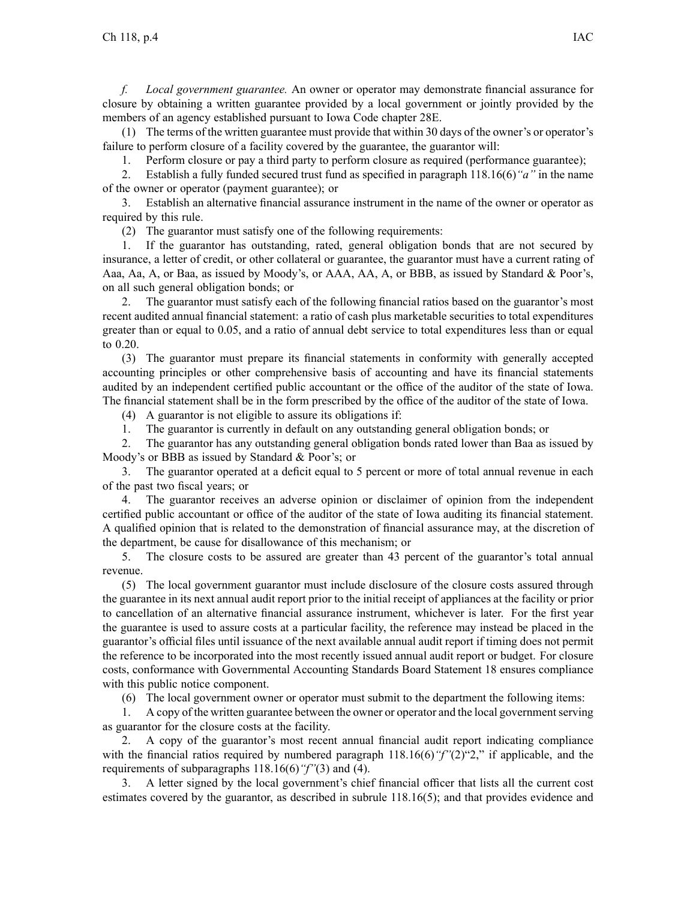*f. Local government guarantee.* An owner or operator may demonstrate financial assurance for closure by obtaining a written guarantee provided by a local government or jointly provided by the members of an agency established pursuant to Iowa Code chapter 28E.

(1) The terms of the written guarantee must provide that within 30 days of the owner's or operator's failure to perform closure of a facility covered by the guarantee, the guarantor will:

1. Perform closure or pay a third party to perform closure as required (performance guarantee);

2. Establish a fully funded secured trust fund as specified in paragraph 118.16(6)*"a"* in the name of the owner or operator (payment guarantee); or

3. Establish an alternative financial assurance instrument in the name of the owner or operator as required by this rule.

(2) The guarantor must satisfy one of the following requirements:

1. If the guarantor has outstanding, rated, general obligation bonds that are not secured by insurance, a letter of credit, or other collateral or guarantee, the guarantor must have a current rating of Aaa, Aa, A, or Baa, as issued by Moody's, or AAA, AA, A, or BBB, as issued by Standard & Poor's, on all such general obligation bonds; or

2. The guarantor must satisfy each of the following financial ratios based on the guarantor's most recent audited annual financial statement: a ratio of cash plus marketable securities to total expenditures greater than or equal to 0.05, and a ratio of annual debt service to total expenditures less than or equal to 0.20.

(3) The guarantor must prepare its financial statements in conformity with generally accepted accounting principles or other comprehensive basis of accounting and have its financial statements audited by an independent certified public accountant or the office of the auditor of the state of Iowa. The financial statement shall be in the form prescribed by the office of the auditor of the state of Iowa.

(4) A guarantor is not eligible to assure its obligations if:

1. The guarantor is currently in default on any outstanding general obligation bonds; or

2. The guarantor has any outstanding general obligation bonds rated lower than Baa as issued by Moody's or BBB as issued by Standard & Poor's; or

3. The guarantor operated at a deficit equal to 5 percent or more of total annual revenue in each of the past two fiscal years; or

4. The guarantor receives an adverse opinion or disclaimer of opinion from the independent certified public accountant or office of the auditor of the state of Iowa auditing its financial statement. A qualified opinion that is related to the demonstration of financial assurance may, at the discretion of the department, be cause for disallowance of this mechanism; or

5. The closure costs to be assured are greater than 43 percent of the guarantor's total annual revenue.

(5) The local government guarantor must include disclosure of the closure costs assured through the guarantee in its next annual audit report prior to the initial receipt of appliances at the facility or prior to cancellation of an alternative financial assurance instrument, whichever is later. For the first year the guarantee is used to assure costs at a particular facility, the reference may instead be placed in the guarantor's official files until issuance of the next available annual audit report if timing does not permit the reference to be incorporated into the most recently issued annual audit report or budget. For closure costs, conformance with Governmental Accounting Standards Board Statement 18 ensures compliance with this public notice component.

(6) The local government owner or operator must submit to the department the following items:

1. A copy of the written guarantee between the owner or operator and the local government serving as guarantor for the closure costs at the facility.

2. A copy of the guarantor's most recent annual financial audit report indicating compliance with the financial ratios required by numbered paragraph 118.16(6)*"f"*(2)"2," if applicable, and the requirements of subparagraphs 118.16(6)*"f"*(3) and (4).

3. A letter signed by the local government's chief financial officer that lists all the current cost estimates covered by the guarantor, as described in subrule 118.16(5); and that provides evidence and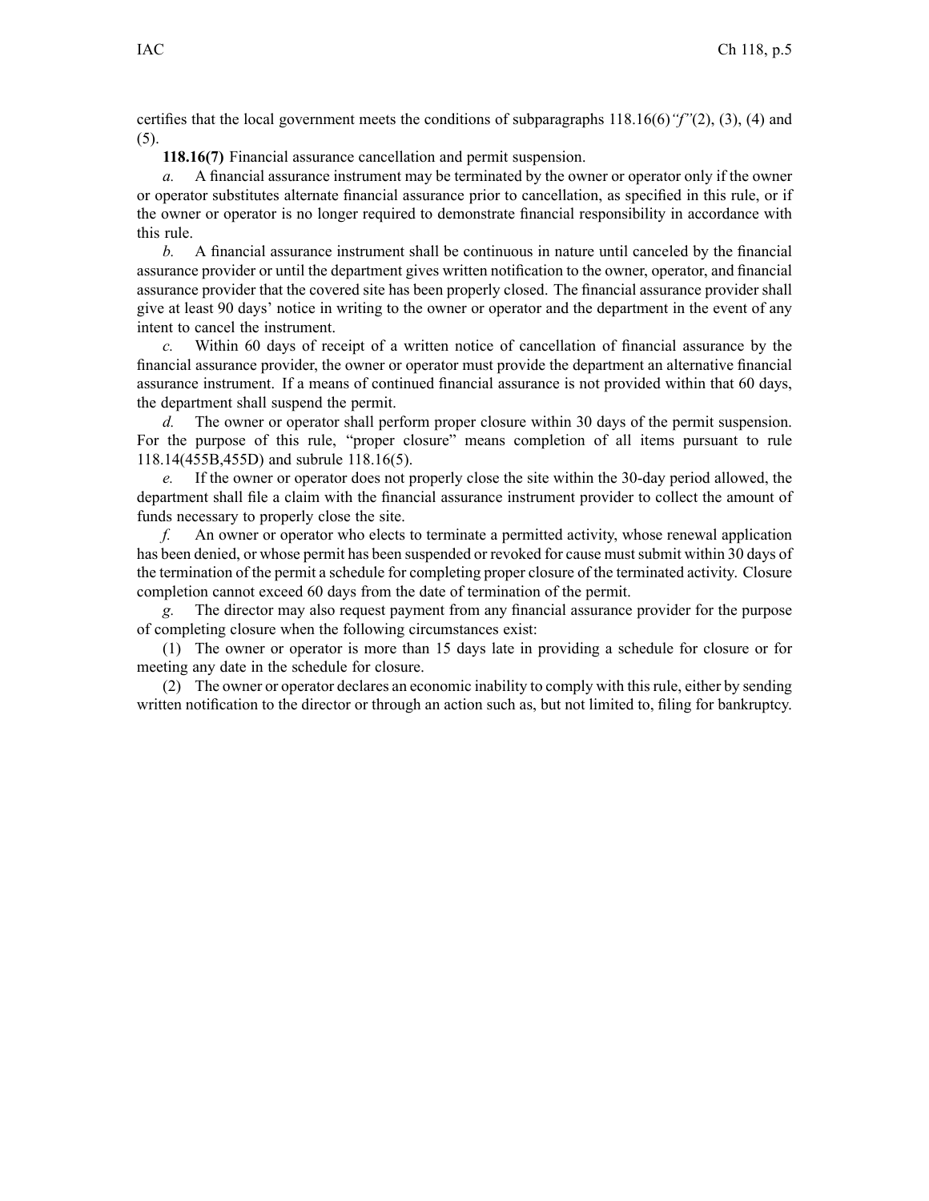certifies that the local government meets the conditions of subparagraphs 118.16(6)*"f"*(2), (3), (4) and (5).

**118.16(7)** Financial assurance cancellation and permit suspension.

*a.* A financial assurance instrument may be terminated by the owner or operator only if the owner or operator substitutes alternate financial assurance prior to cancellation, as specified in this rule, or if the owner or operator is no longer required to demonstrate financial responsibility in accordance with this rule.

*b.* A financial assurance instrument shall be continuous in nature until canceled by the financial assurance provider or until the department gives written notification to the owner, operator, and financial assurance provider that the covered site has been properly closed. The financial assurance provider shall give at least 90 days' notice in writing to the owner or operator and the department in the event of any intent to cancel the instrument.

*c.* Within 60 days of receipt of a written notice of cancellation of financial assurance by the financial assurance provider, the owner or operator must provide the department an alternative financial assurance instrument. If a means of continued financial assurance is not provided within that 60 days, the department shall suspend the permit.

*d.* The owner or operator shall perform proper closure within 30 days of the permit suspension. For the purpose of this rule, "proper closure" means completion of all items pursuant to rule 118.14(455B,455D) and subrule 118.16(5).

*e.* If the owner or operator does not properly close the site within the 30-day period allowed, the department shall file a claim with the financial assurance instrument provider to collect the amount of funds necessary to properly close the site.

*f.* An owner or operator who elects to terminate a permitted activity, whose renewal application has been denied, or whose permit has been suspended or revoked for cause must submit within 30 days of the termination of the permit a schedule for completing proper closure of the terminated activity. Closure completion cannot exceed 60 days from the date of termination of the permit.

*g.* The director may also request payment from any financial assurance provider for the purpose of completing closure when the following circumstances exist:

(1) The owner or operator is more than 15 days late in providing a schedule for closure or for meeting any date in the schedule for closure.

(2) The owner or operator declares an economic inability to comply with this rule, either by sending written notification to the director or through an action such as, but not limited to, filing for bankruptcy.